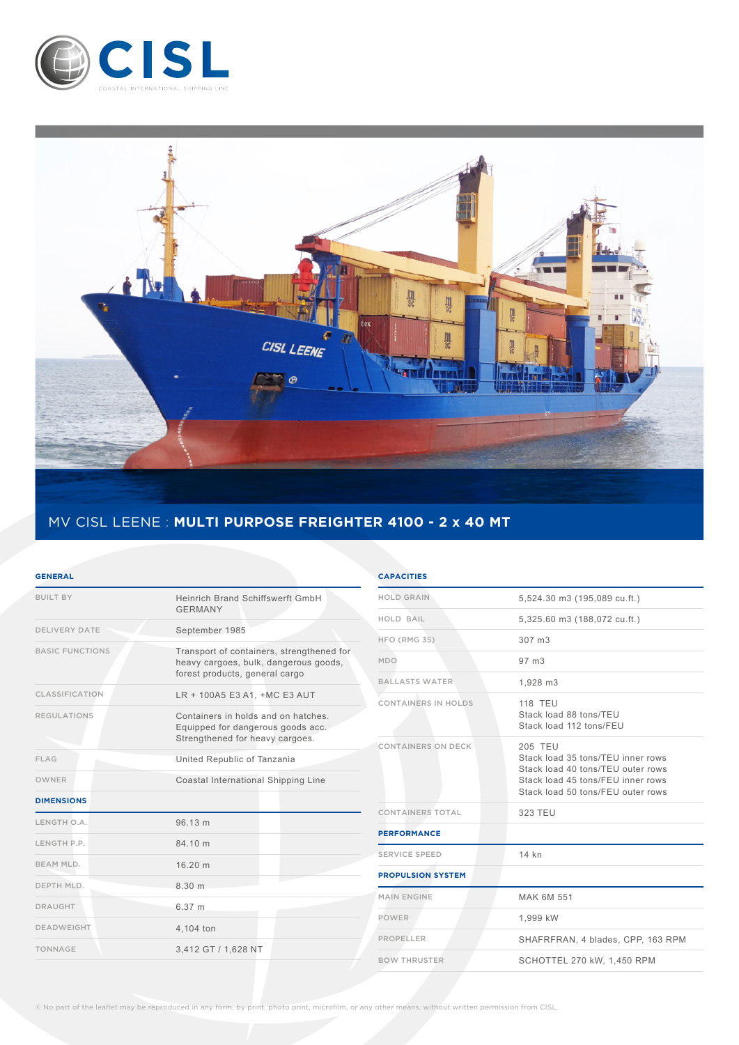# CISL

COASTAL INTERNATIONAL SHIPPING LINE

## MV CISL LEENE : **MULTI PURPOSE FREIGHTER 4100 - 2 x 40 MT**

### GENERAL

| | |
|---|---|
| BUILT BY | Heinrich Brand Schiffswerft GmbH GERMANY |
| DELIVERY DATE | September 1985 |
| BASIC FUNCTIONS | Transport of containers, strengthened for heavy cargoes, bulk, dangerous goods, forest products, general cargo |
| CLASSIFICATION | LR + 100A5 E3 A1, +MC E3 AUT |
| REGULATIONS | Containers in holds and on hatches. Equipped for dangerous goods acc. Strengthened for heavy cargoes. |
| FLAG | United Republic of Tanzania |
| OWNER | Coastal International Shipping Line |

### DIMENSIONS

| | |
|---|---|
| LENGTH O.A. | 96.13 m |
| LENGTH P.P. | 84.10 m |
| BEAM MLD. | 16.20 m |
| DEPTH MLD. | 8.30 m |
| DRAUGHT | 6.37 m |
| DEADWEIGHT | 4,104 ton |
| TONNAGE | 3,412 GT / 1,628 NT |

### CAPACITIES

| | |
|---|---|
| HOLD GRAIN | 5,524.30 m3 (195,089 cu.ft.) |
| HOLD BAIL | 5,325.60 m3 (188,072 cu.ft.) |
| HFO (RMG 35) | 307 m3 |
| MDO | 97 m3 |
| BALLASTS WATER | 1,928 m3 |
| CONTAINERS IN HOLDS | 118 TEU<br>Stack load 88 tons/TEU<br>Stack load 112 tons/FEU |
| CONTAINERS ON DECK | 205 TEU<br>Stack load 35 tons/TEU inner rows<br>Stack load 40 tons/TEU outer rows<br>Stack load 45 tons/FEU inner rows<br>Stack load 50 tons/FEU outer rows |
| CONTAINERS TOTAL | 323 TEU |

### PERFORMANCE

| | |
|---|---|
| SERVICE SPEED | 14 kn |

### PROPULSION SYSTEM

| | |
|---|---|
| MAIN ENGINE | MAK 6M 551 |
| POWER | 1,999 kW |
| PROPELLER | SHAFRFRAN, 4 blades, CPP, 163 RPM |
| BOW THRUSTER | SCHOTTEL 270 kW, 1,450 RPM |

© No part of the leaflet may be reproduced in any form, by print, photo print, microfilm, or any other means, without written permission from CISL.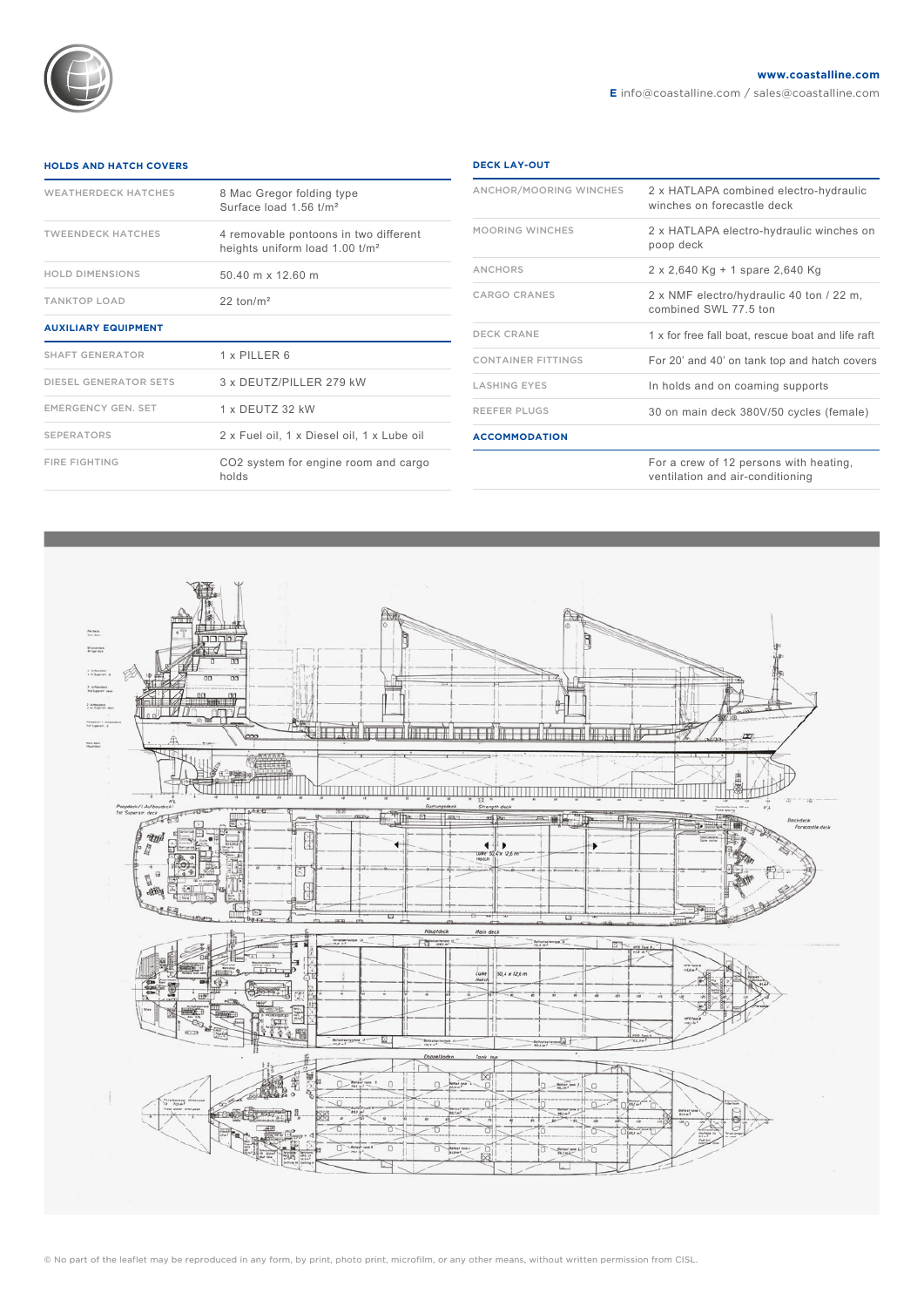## HOLDS AND HATCH COVERS

| | |
|---|---|
| WEATHERDECK HATCHES | 8 Mac Gregor folding type<br>Surface load 1.56 t/m² |
| TWEENDECK HATCHES | 4 removable pontoons in two different heights uniform load 1.00 t/m² |
| HOLD DIMENSIONS | 50.40 m x 12.60 m |
| TANKTOP LOAD | 22 ton/m² |

## AUXILIARY EQUIPMENT

| | |
|---|---|
| SHAFT GENERATOR | 1 x PILLER 6 |
| DIESEL GENERATOR SETS | 3 x DEUTZ/PILLER 279 kW |
| EMERGENCY GEN. SET | 1 x DEUTZ 32 kW |
| SEPERATORS | 2 x Fuel oil, 1 x Diesel oil, 1 x Lube oil |
| FIRE FIGHTING | $CO_2$ system for engine room and cargo holds |

## DECK LAY-OUT

| | |
|---|---|
| ANCHOR/MOORING WINCHES | 2 x HATLAPA combined electro-hydraulic winches on forecastle deck |
| MOORING WINCHES | 2 x HATLAPA electro-hydraulic winches on poop deck |
| ANCHORS | 2 x 2,640 Kg + 1 spare 2,640 Kg |
| CARGO CRANES | 2 x NMF electro/hydraulic 40 ton / 22 m, combined SWL 77.5 ton |
| DECK CRANE | 1 x for free fall boat, rescue boat and life raft |
| CONTAINER FITTINGS | For 20' and 40' on tank top and hatch covers |
| LASHING EYES | In holds and on coaming supports |
| REEFER PLUGS | 30 on main deck 380V/50 cycles (female) |

## ACCOMMODATION

For a crew of 12 persons with heating, ventilation and air-conditioning

Poopdeck / I. Aufbaudeck / 1st Superstr. deck

Gurtungsdeck

Strength deck

Luke 50,4 x 12,6 m Hatch

Backdeck

Forecastle deck

Hauptdeck

Main deck

Luke Hatch 50,4 x 12,6 m

Doppelboden

Tank top

© No part of the leaflet may be reproduced in any form, by print, photo print, microfilm, or any other means, without written permission from CISL.